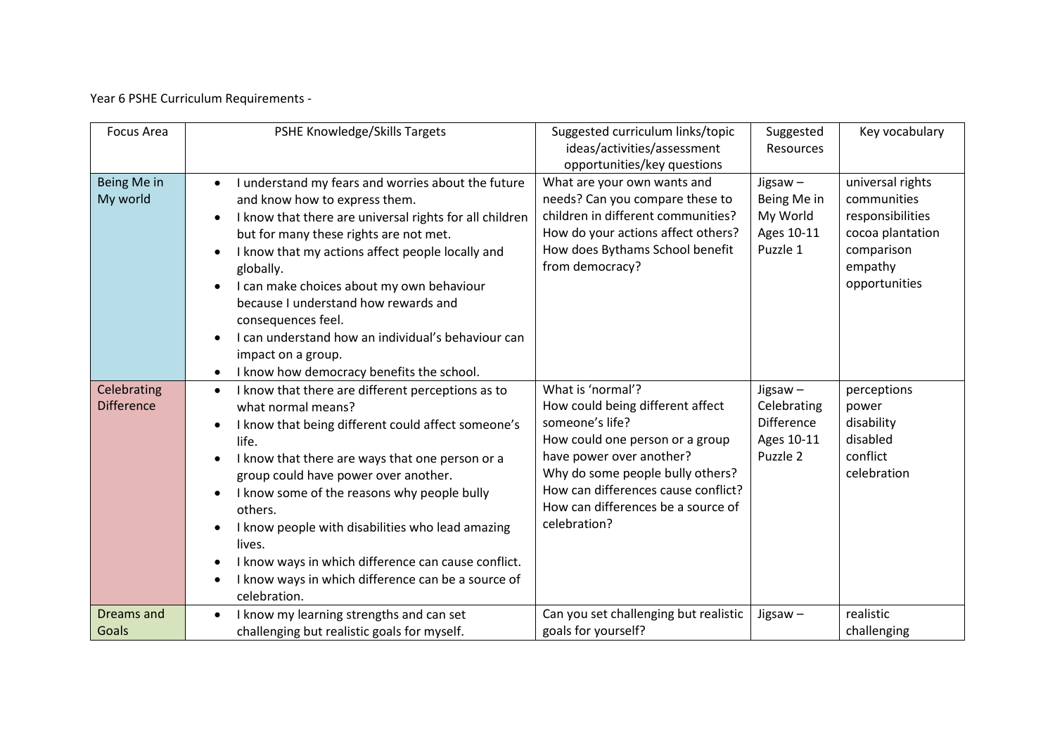Year 6 PSHE Curriculum Requirements -

| Focus Area | PSHE Knowledge/Skills Targets | Suggested curriculum links/topic ideas/activities/assessment opportunities/key questions | Suggested Resources | Key vocabulary |
|---|---|---|---|---|
| Being Me in My world | • I understand my fears and worries about the future and know how to express them.<br>• I know that there are universal rights for all children but for many these rights are not met.<br>• I know that my actions affect people locally and globally.<br>• I can make choices about my own behaviour because I understand how rewards and consequences feel.<br>• I can understand how an individual's behaviour can impact on a group.<br>• I know how democracy benefits the school. | What are your own wants and needs? Can you compare these to children in different communities? How do your actions affect others? How does Bythams School benefit from democracy? | Jigsaw – Being Me in My World Ages 10-11 Puzzle 1 | universal rights<br>communities<br>responsibilities<br>cocoa plantation<br>comparison<br>empathy<br>opportunities |
| Celebrating Difference | • I know that there are different perceptions as to what normal means?<br>• I know that being different could affect someone's life.<br>• I know that there are ways that one person or a group could have power over another.<br>• I know some of the reasons why people bully others.<br>• I know people with disabilities who lead amazing lives.<br>• I know ways in which difference can cause conflict.<br>• I know ways in which difference can be a source of celebration. | What is 'normal'?<br>How could being different affect someone's life?<br>How could one person or a group have power over another?<br>Why do some people bully others?<br>How can differences cause conflict?<br>How can differences be a source of celebration? | Jigsaw – Celebrating Difference Ages 10-11 Puzzle 2 | perceptions<br>power<br>disability<br>disabled<br>conflict<br>celebration |
| Dreams and Goals | • I know my learning strengths and can set challenging but realistic goals for myself. | Can you set challenging but realistic goals for yourself? | Jigsaw – | realistic<br>challenging |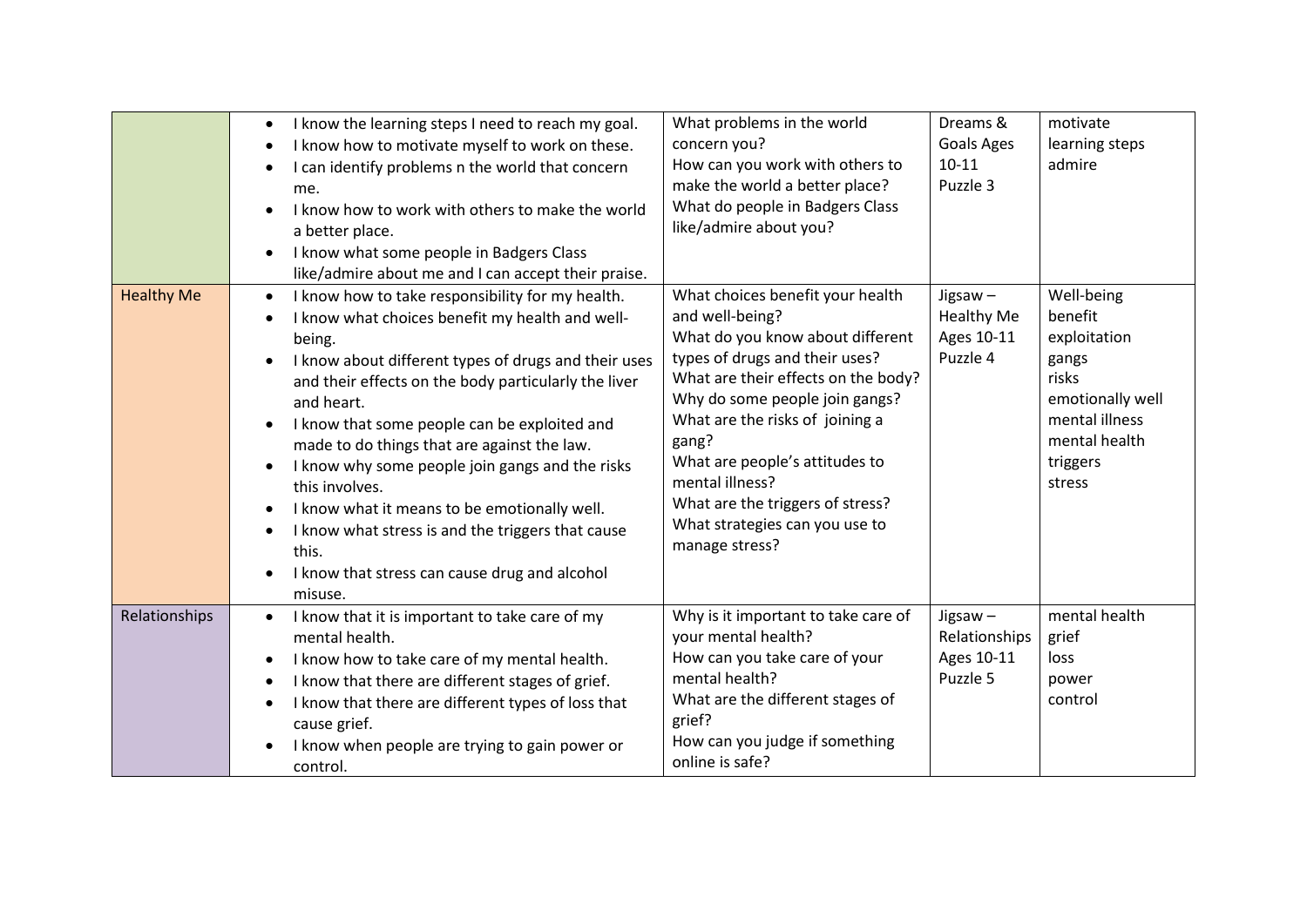| | | | | |
|---|---|---|---|---|
| | • I know the learning steps I need to reach my goal.<br>• I know how to motivate myself to work on these.<br>• I can identify problems n the world that concern me.<br>• I know how to work with others to make the world a better place.<br>• I know what some people in Badgers Class like/admire about me and I can accept their praise. | What problems in the world concern you?<br>How can you work with others to make the world a better place?<br>What do people in Badgers Class like/admire about you? | Dreams & Goals Ages 10-11 Puzzle 3 | motivate<br>learning steps<br>admire |
| Healthy Me | • I know how to take responsibility for my health.<br>• I know what choices benefit my health and well-being.<br>• I know about different types of drugs and their uses and their effects on the body particularly the liver and heart.<br>• I know that some people can be exploited and made to do things that are against the law.<br>• I know why some people join gangs and the risks this involves.<br>• I know what it means to be emotionally well.<br>• I know what stress is and the triggers that cause this.<br>• I know that stress can cause drug and alcohol misuse. | What choices benefit your health and well-being?<br>What do you know about different types of drugs and their uses?<br>What are their effects on the body?<br>Why do some people join gangs?<br>What are the risks of joining a gang?<br>What are people's attitudes to mental illness?<br>What are the triggers of stress?<br>What strategies can you use to manage stress? | Jigsaw – Healthy Me Ages 10-11 Puzzle 4 | Well-being<br>benefit<br>exploitation<br>gangs<br>risks<br>emotionally well<br>mental illness<br>mental health<br>triggers<br>stress |
| Relationships | • I know that it is important to take care of my mental health.<br>• I know how to take care of my mental health.<br>• I know that there are different stages of grief.<br>• I know that there are different types of loss that cause grief.<br>• I know when people are trying to gain power or control. | Why is it important to take care of your mental health?<br>How can you take care of your mental health?<br>What are the different stages of grief?<br>How can you judge if something online is safe? | Jigsaw – Relationships Ages 10-11 Puzzle 5 | mental health<br>grief<br>loss<br>power<br>control |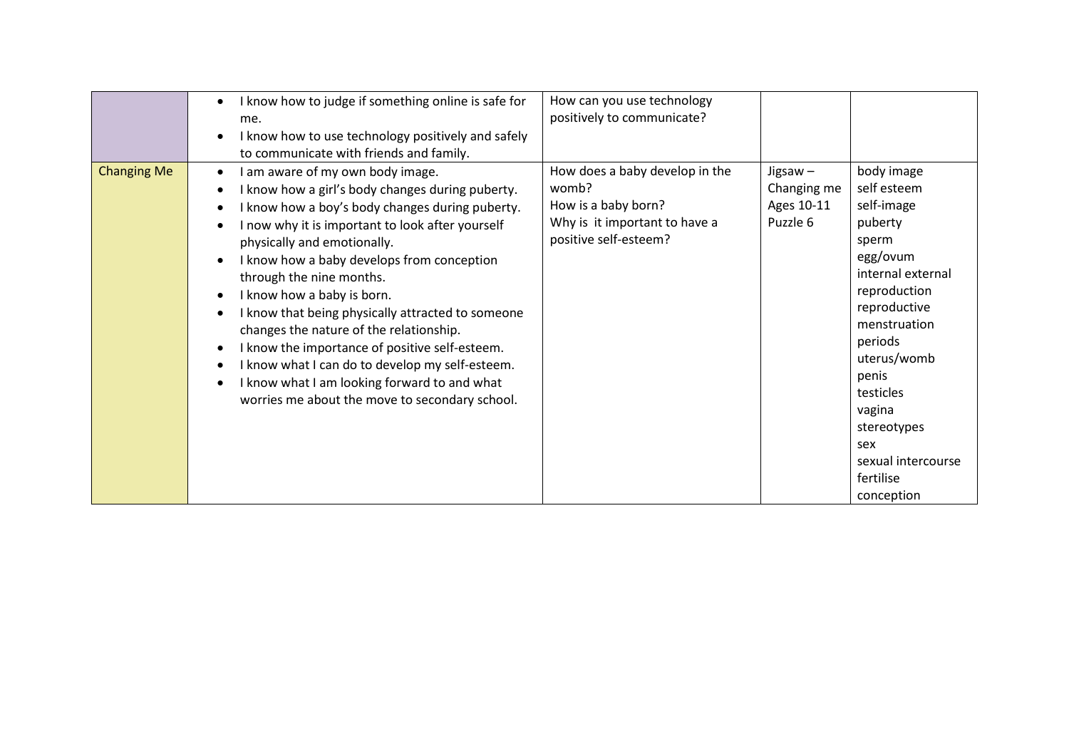| | | | | |
|---|---|---|---|---|
| | • I know how to judge if something online is safe for me.<br>• I know how to use technology positively and safely to communicate with friends and family. | How can you use technology positively to communicate? | | |
| Changing Me | • I am aware of my own body image.<br>• I know how a girl's body changes during puberty.<br>• I know how a boy's body changes during puberty.<br>• I now why it is important to look after yourself physically and emotionally.<br>• I know how a baby develops from conception through the nine months.<br>• I know how a baby is born.<br>• I know that being physically attracted to someone changes the nature of the relationship.<br>• I know the importance of positive self-esteem.<br>• I know what I can do to develop my self-esteem.<br>• I know what I am looking forward to and what worries me about the move to secondary school. | How does a baby develop in the womb?<br>How is a baby born?<br>Why is it important to have a positive self-esteem? | Jigsaw – Changing me Ages 10-11 Puzzle 6 | body image<br>self esteem<br>self-image<br>puberty<br>sperm<br>egg/ovum<br>internal external<br>reproduction<br>reproductive<br>menstruation<br>periods<br>uterus/womb<br>penis<br>testicles<br>vagina<br>stereotypes<br>sex<br>sexual intercourse<br>fertilise<br>conception |